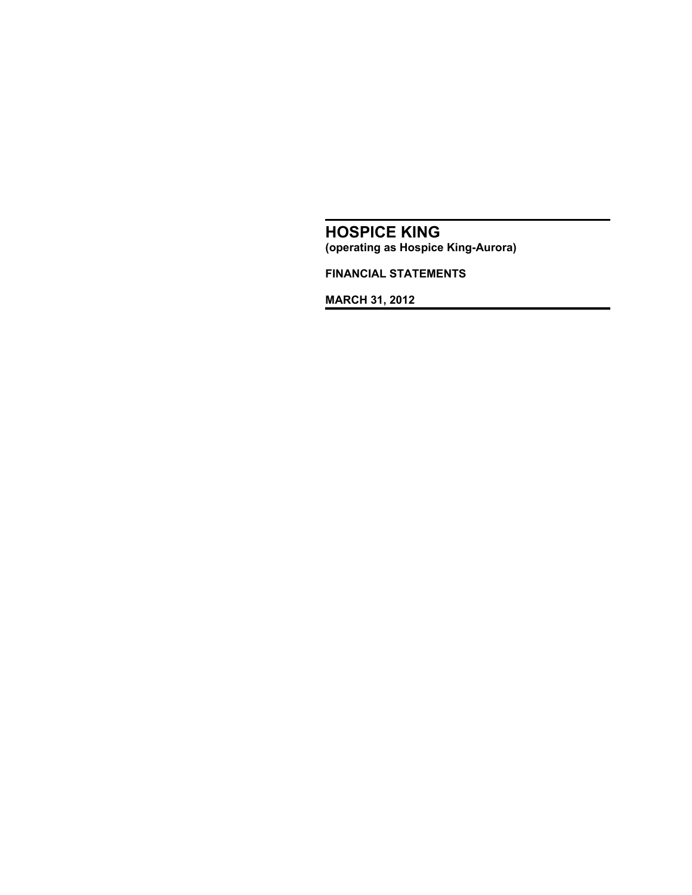# HOSPICE KING

**(operating as Hospice King-Aurora)**

**FINANCIAL STATEMENTS**

**MARCH 31, 2012**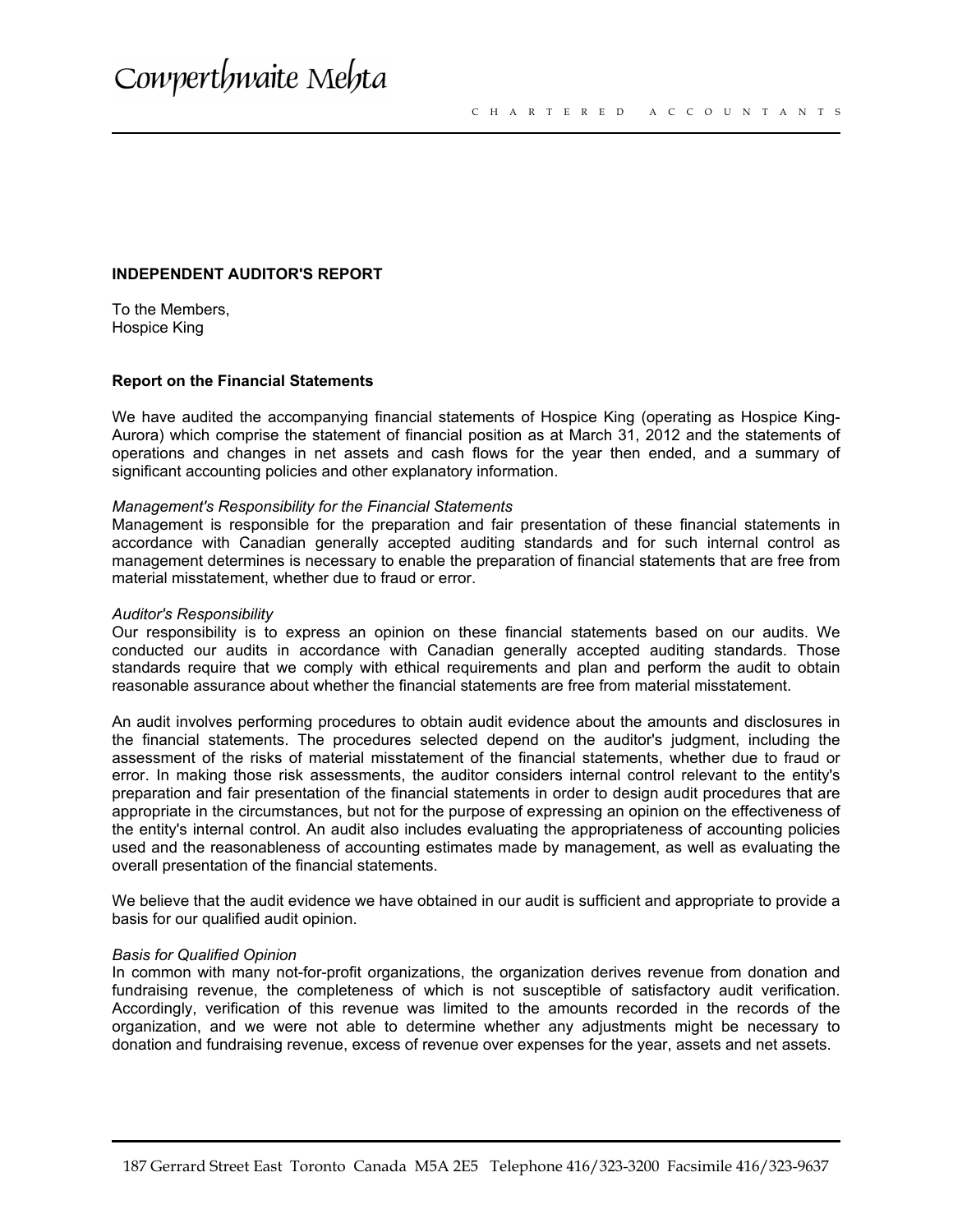Cowperthwaite Mehta

CHARTERED ACCOUNTANTS

**INDEPENDENT AUDITOR'S REPORT**

To the Members,
Hospice King

**Report on the Financial Statements**

We have audited the accompanying financial statements of Hospice King (operating as Hospice King-Aurora) which comprise the statement of financial position as at March 31, 2012 and the statements of operations and changes in net assets and cash flows for the year then ended, and a summary of significant accounting policies and other explanatory information.

*Management's Responsibility for the Financial Statements*
Management is responsible for the preparation and fair presentation of these financial statements in accordance with Canadian generally accepted auditing standards and for such internal control as management determines is necessary to enable the preparation of financial statements that are free from material misstatement, whether due to fraud or error.

*Auditor's Responsibility*
Our responsibility is to express an opinion on these financial statements based on our audits. We conducted our audits in accordance with Canadian generally accepted auditing standards. Those standards require that we comply with ethical requirements and plan and perform the audit to obtain reasonable assurance about whether the financial statements are free from material misstatement.

An audit involves performing procedures to obtain audit evidence about the amounts and disclosures in the financial statements. The procedures selected depend on the auditor's judgment, including the assessment of the risks of material misstatement of the financial statements, whether due to fraud or error. In making those risk assessments, the auditor considers internal control relevant to the entity's preparation and fair presentation of the financial statements in order to design audit procedures that are appropriate in the circumstances, but not for the purpose of expressing an opinion on the effectiveness of the entity's internal control. An audit also includes evaluating the appropriateness of accounting policies used and the reasonableness of accounting estimates made by management, as well as evaluating the overall presentation of the financial statements.

We believe that the audit evidence we have obtained in our audit is sufficient and appropriate to provide a basis for our qualified audit opinion.

*Basis for Qualified Opinion*
In common with many not-for-profit organizations, the organization derives revenue from donation and fundraising revenue, the completeness of which is not susceptible of satisfactory audit verification. Accordingly, verification of this revenue was limited to the amounts recorded in the records of the organization, and we were not able to determine whether any adjustments might be necessary to donation and fundraising revenue, excess of revenue over expenses for the year, assets and net assets.

187 Gerrard Street East Toronto Canada M5A 2E5 Telephone 416/323-3200 Facsimile 416/323-9637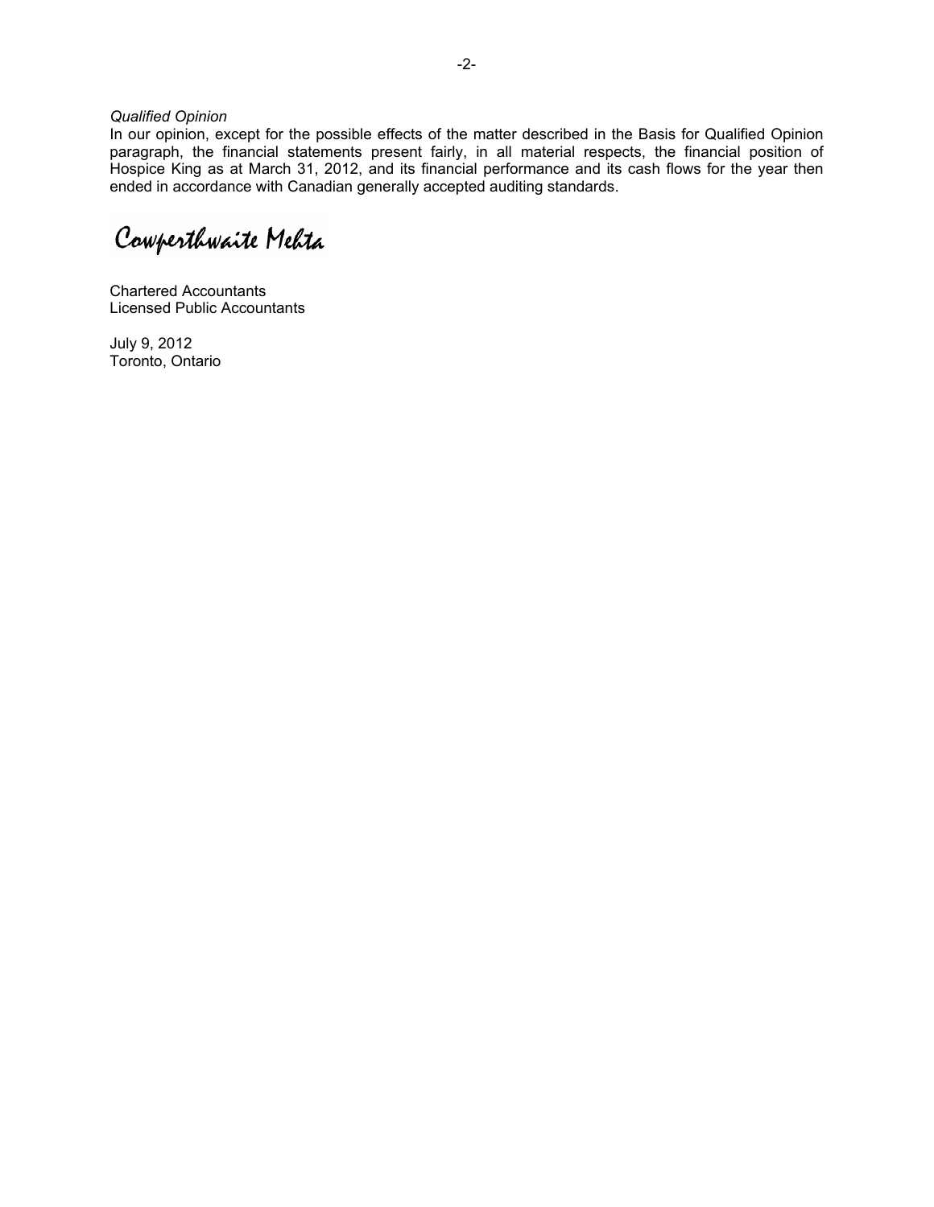*Qualified Opinion*

In our opinion, except for the possible effects of the matter described in the Basis for Qualified Opinion paragraph, the financial statements present fairly, in all material respects, the financial position of Hospice King as at March 31, 2012, and its financial performance and its cash flows for the year then ended in accordance with Canadian generally accepted auditing standards.

Cowperthwaite Mehta

Chartered Accountants
Licensed Public Accountants

July 9, 2012
Toronto, Ontario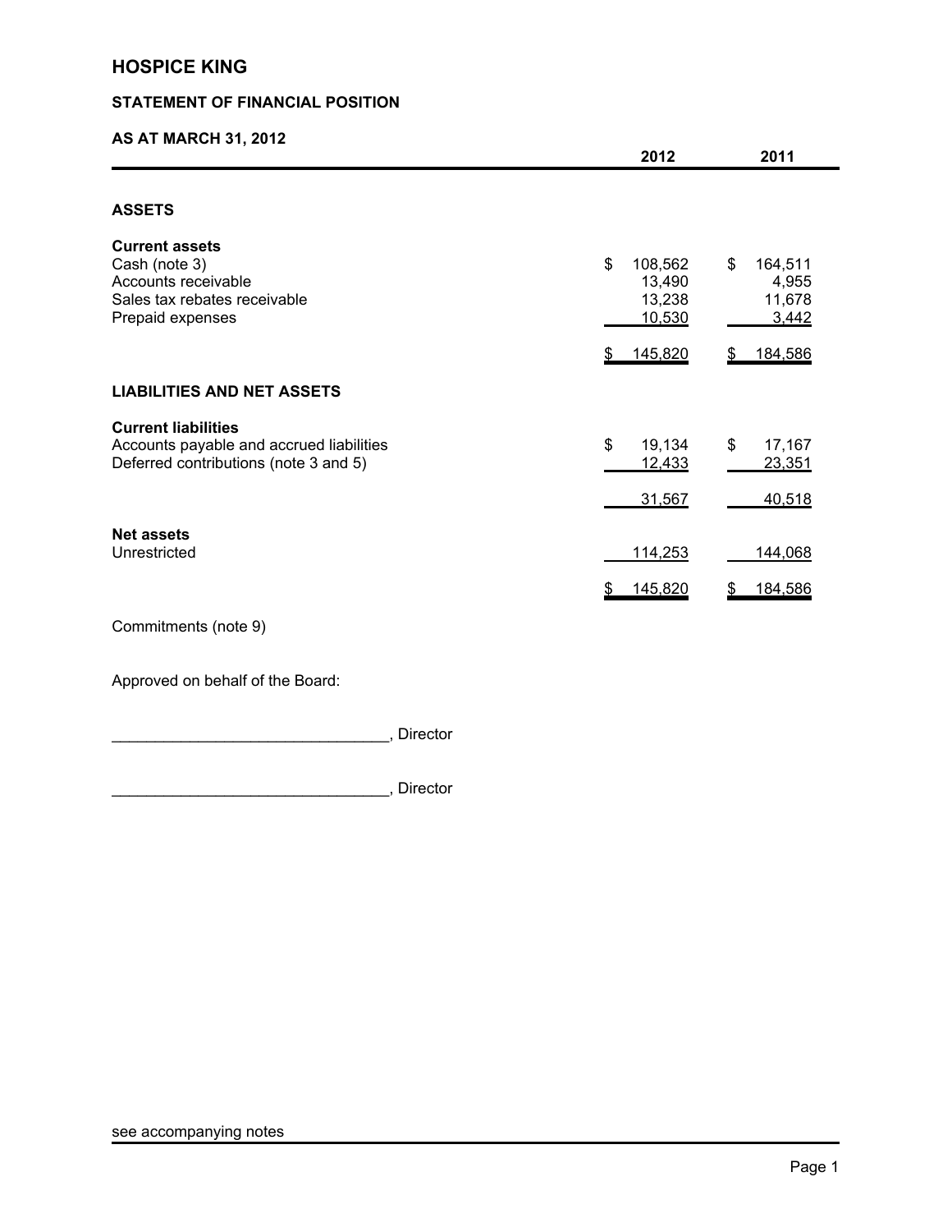# HOSPICE KING

## STATEMENT OF FINANCIAL POSITION

### AS AT MARCH 31, 2012

| | 2012 | 2011 |
|---|---|---|
| **ASSETS** | | |
| **Current assets** | | |
| Cash (note 3) | $ 108,562 | $ 164,511 |
| Accounts receivable | 13,490 | 4,955 |
| Sales tax rebates receivable | 13,238 | 11,678 |
| Prepaid expenses | 10,530 | 3,442 |
| | $ 145,820 | $ 184,586 |
| **LIABILITIES AND NET ASSETS** | | |
| **Current liabilities** | | |
| Accounts payable and accrued liabilities | $ 19,134 | $ 17,167 |
| Deferred contributions (note 3 and 5) | 12,433 | 23,351 |
| | 31,567 | 40,518 |
| **Net assets** | | |
| Unrestricted | 114,253 | 144,068 |
| | $ 145,820 | $ 184,586 |

Commitments (note 9)

Approved on behalf of the Board:

________________________________, Director

________________________________, Director

see accompanying notes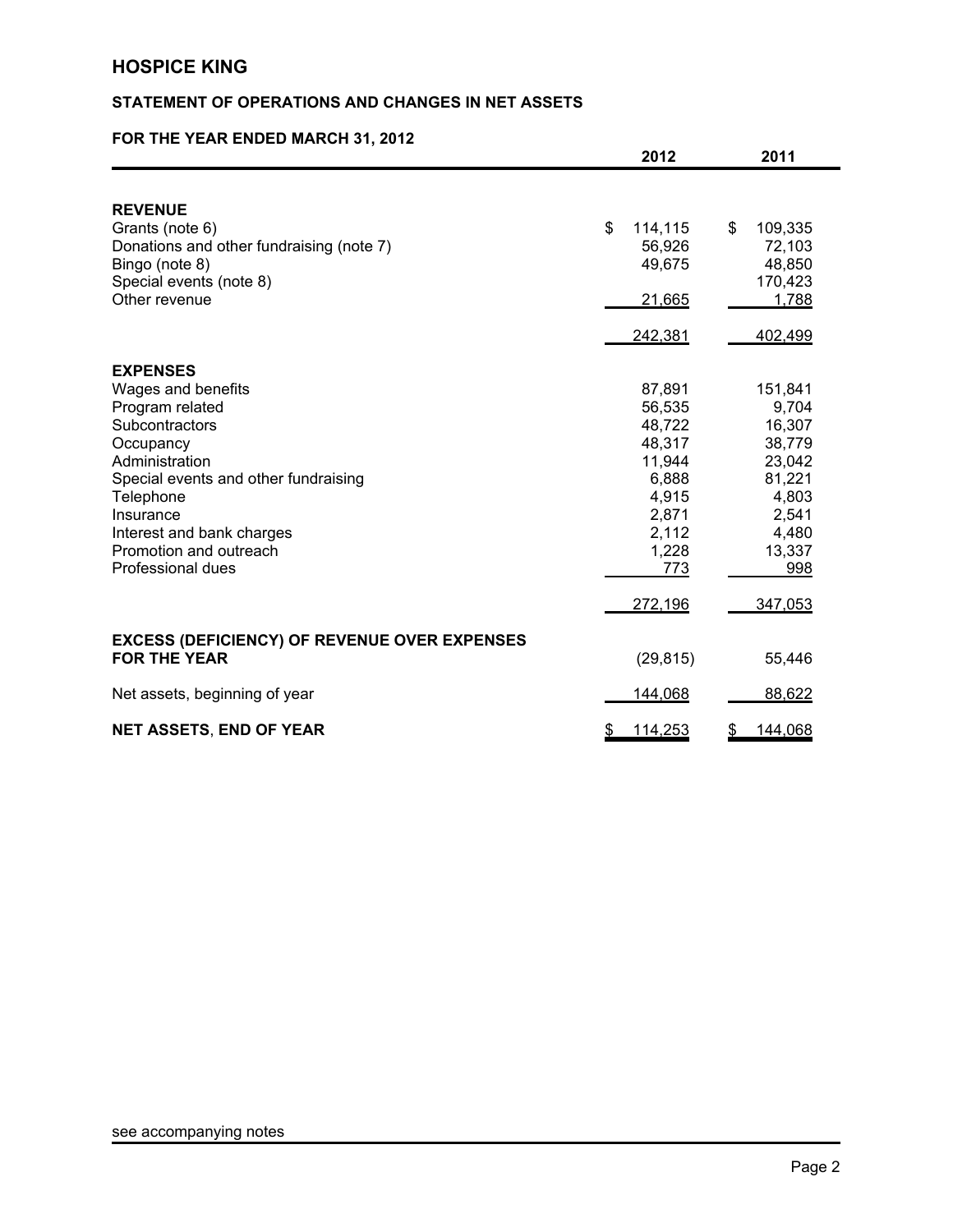# HOSPICE KING

## STATEMENT OF OPERATIONS AND CHANGES IN NET ASSETS

### FOR THE YEAR ENDED MARCH 31, 2012

| | 2012 | 2011 |
|---|---|---|
| **REVENUE** | | |
| Grants (note 6) | $ 114,115 | $ 109,335 |
| Donations and other fundraising (note 7) | 56,926 | 72,103 |
| Bingo (note 8) | 49,675 | 48,850 |
| Special events (note 8) | | 170,423 |
| Other revenue | 21,665 | 1,788 |
| | 242,381 | 402,499 |
| **EXPENSES** | | |
| Wages and benefits | 87,891 | 151,841 |
| Program related | 56,535 | 9,704 |
| Subcontractors | 48,722 | 16,307 |
| Occupancy | 48,317 | 38,779 |
| Administration | 11,944 | 23,042 |
| Special events and other fundraising | 6,888 | 81,221 |
| Telephone | 4,915 | 4,803 |
| Insurance | 2,871 | 2,541 |
| Interest and bank charges | 2,112 | 4,480 |
| Promotion and outreach | 1,228 | 13,337 |
| Professional dues | 773 | 998 |
| | 272,196 | 347,053 |
| **EXCESS (DEFICIENCY) OF REVENUE OVER EXPENSES FOR THE YEAR** | (29,815) | 55,446 |
| Net assets, beginning of year | 144,068 | 88,622 |
| **NET ASSETS, END OF YEAR** | $ 114,253 | $ 144,068 |

see accompanying notes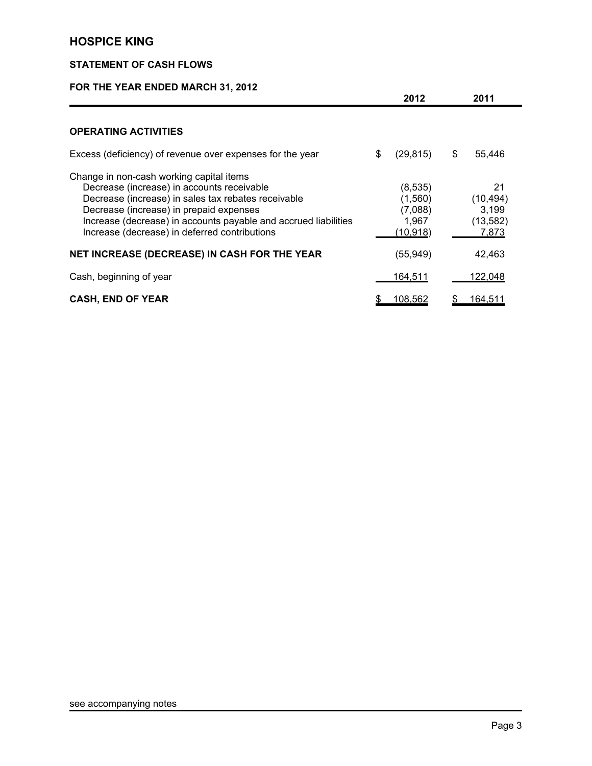# HOSPICE KING

## STATEMENT OF CASH FLOWS

### FOR THE YEAR ENDED MARCH 31, 2012

| | 2012 | 2011 |
|---|---|---|
| **OPERATING ACTIVITIES** | | |
| Excess (deficiency) of revenue over expenses for the year | $ (29,815) | $ 55,446 |
| Change in non-cash working capital items | | |
| Decrease (increase) in accounts receivable | (8,535) | 21 |
| Decrease (increase) in sales tax rebates receivable | (1,560) | (10,494) |
| Decrease (increase) in prepaid expenses | (7,088) | 3,199 |
| Increase (decrease) in accounts payable and accrued liabilities | 1,967 | (13,582) |
| Increase (decrease) in deferred contributions | (10,918) | 7,873 |
| **NET INCREASE (DECREASE) IN CASH FOR THE YEAR** | (55,949) | 42,463 |
| Cash, beginning of year | 164,511 | 122,048 |
| **CASH, END OF YEAR** | $ 108,562 | $ 164,511 |

see accompanying notes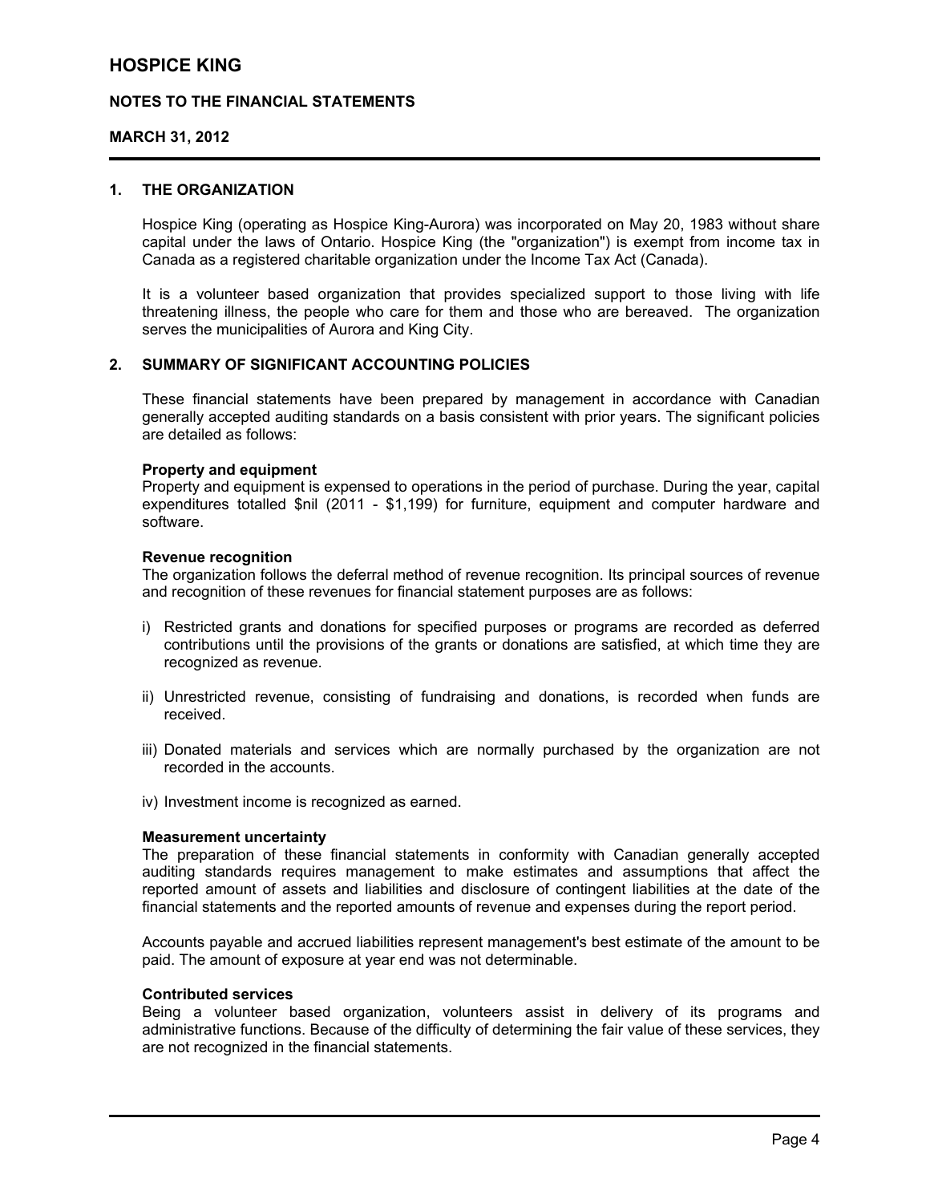# HOSPICE KING

## NOTES TO THE FINANCIAL STATEMENTS

## MARCH 31, 2012

### 1. THE ORGANIZATION

Hospice King (operating as Hospice King-Aurora) was incorporated on May 20, 1983 without share capital under the laws of Ontario. Hospice King (the "organization") is exempt from income tax in Canada as a registered charitable organization under the Income Tax Act (Canada).

It is a volunteer based organization that provides specialized support to those living with life threatening illness, the people who care for them and those who are bereaved. The organization serves the municipalities of Aurora and King City.

### 2. SUMMARY OF SIGNIFICANT ACCOUNTING POLICIES

These financial statements have been prepared by management in accordance with Canadian generally accepted auditing standards on a basis consistent with prior years. The significant policies are detailed as follows:

**Property and equipment**
Property and equipment is expensed to operations in the period of purchase. During the year, capital expenditures totalled $nil (2011 - $1,199) for furniture, equipment and computer hardware and software.

**Revenue recognition**
The organization follows the deferral method of revenue recognition. Its principal sources of revenue and recognition of these revenues for financial statement purposes are as follows:

i) Restricted grants and donations for specified purposes or programs are recorded as deferred contributions until the provisions of the grants or donations are satisfied, at which time they are recognized as revenue.

ii) Unrestricted revenue, consisting of fundraising and donations, is recorded when funds are received.

iii) Donated materials and services which are normally purchased by the organization are not recorded in the accounts.

iv) Investment income is recognized as earned.

**Measurement uncertainty**
The preparation of these financial statements in conformity with Canadian generally accepted auditing standards requires management to make estimates and assumptions that affect the reported amount of assets and liabilities and disclosure of contingent liabilities at the date of the financial statements and the reported amounts of revenue and expenses during the report period.

Accounts payable and accrued liabilities represent management's best estimate of the amount to be paid. The amount of exposure at year end was not determinable.

**Contributed services**
Being a volunteer based organization, volunteers assist in delivery of its programs and administrative functions. Because of the difficulty of determining the fair value of these services, they are not recognized in the financial statements.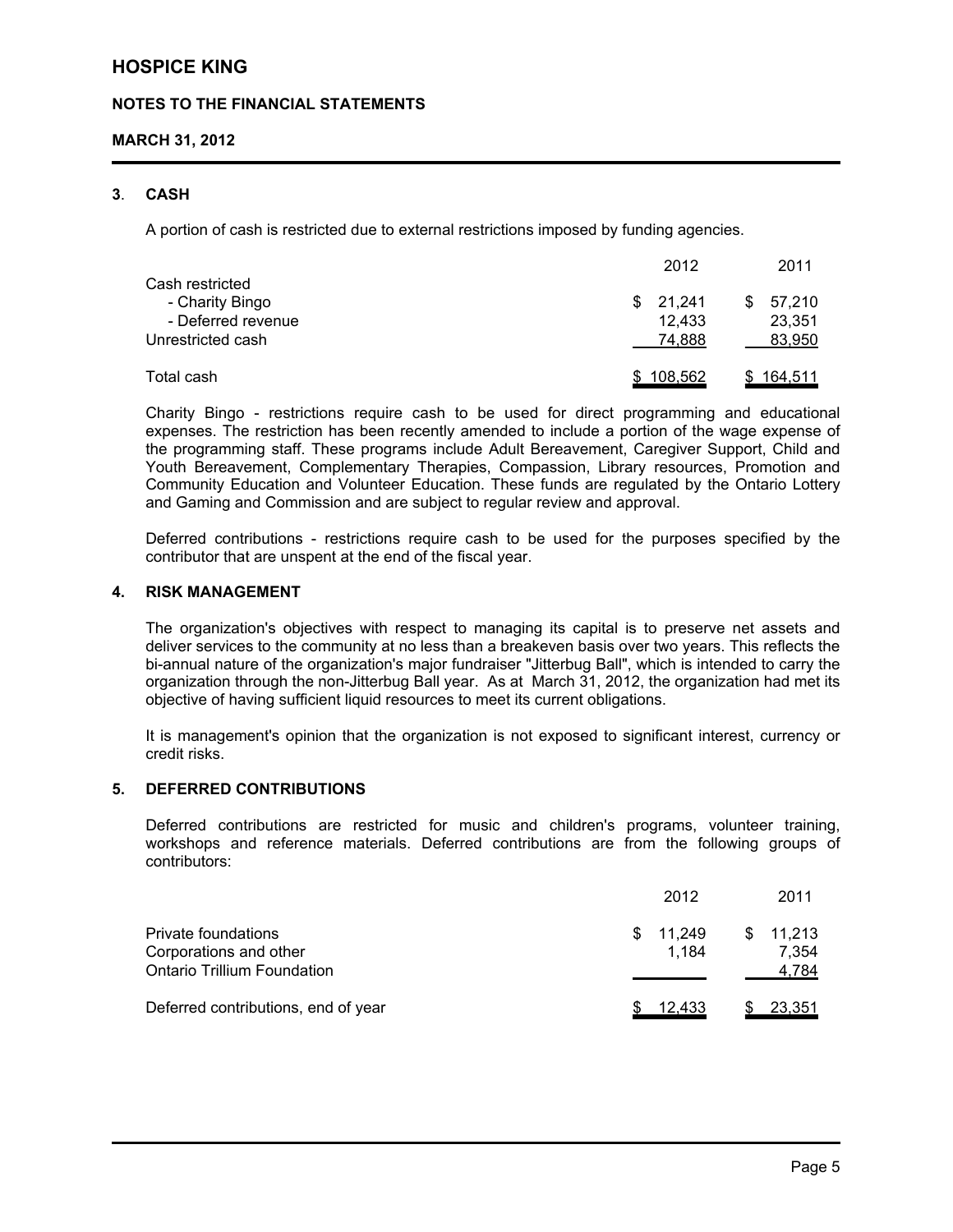# HOSPICE KING

## NOTES TO THE FINANCIAL STATEMENTS

## MARCH 31, 2012

### 3. CASH

A portion of cash is restricted due to external restrictions imposed by funding agencies.

| | 2012 | 2011 |
|---|---|---|
| Cash restricted | | |
| - Charity Bingo | $ 21,241 | $ 57,210 |
| - Deferred revenue | 12,433 | 23,351 |
| Unrestricted cash | 74,888 | 83,950 |
| Total cash | $ 108,562 | $ 164,511 |

Charity Bingo - restrictions require cash to be used for direct programming and educational expenses. The restriction has been recently amended to include a portion of the wage expense of the programming staff. These programs include Adult Bereavement, Caregiver Support, Child and Youth Bereavement, Complementary Therapies, Compassion, Library resources, Promotion and Community Education and Volunteer Education. These funds are regulated by the Ontario Lottery and Gaming and Commission and are subject to regular review and approval.

Deferred contributions - restrictions require cash to be used for the purposes specified by the contributor that are unspent at the end of the fiscal year.

### 4. RISK MANAGEMENT

The organization's objectives with respect to managing its capital is to preserve net assets and deliver services to the community at no less than a breakeven basis over two years. This reflects the bi-annual nature of the organization's major fundraiser "Jitterbug Ball", which is intended to carry the organization through the non-Jitterbug Ball year. As at March 31, 2012, the organization had met its objective of having sufficient liquid resources to meet its current obligations.

It is management's opinion that the organization is not exposed to significant interest, currency or credit risks.

### 5. DEFERRED CONTRIBUTIONS

Deferred contributions are restricted for music and children's programs, volunteer training, workshops and reference materials. Deferred contributions are from the following groups of contributors:

| | 2012 | 2011 |
|---|---|---|
| Private foundations | $ 11,249 | $ 11,213 |
| Corporations and other | 1,184 | 7,354 |
| Ontario Trillium Foundation | | 4,784 |
| Deferred contributions, end of year | $ 12,433 | $ 23,351 |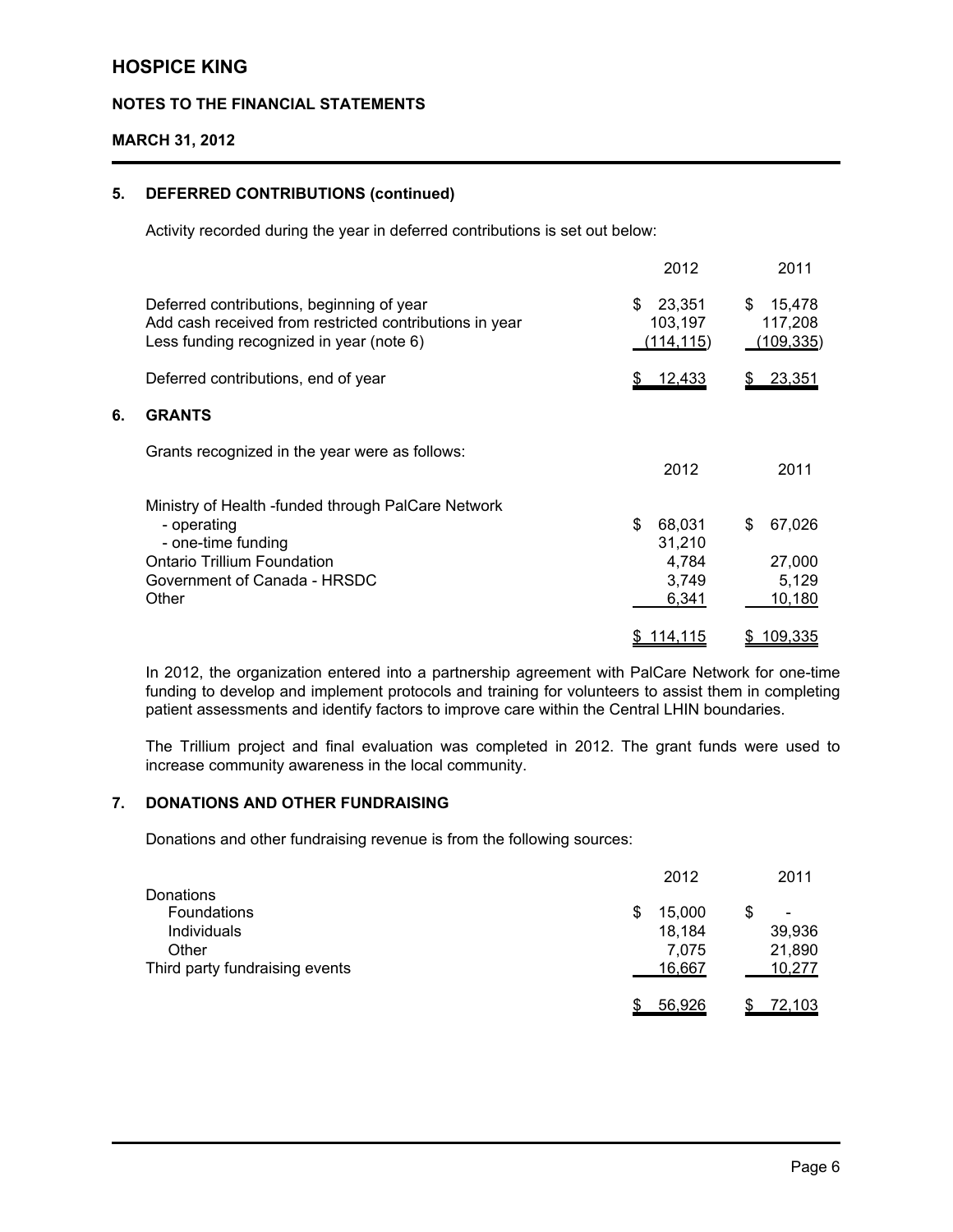# HOSPICE KING

**NOTES TO THE FINANCIAL STATEMENTS**

**MARCH 31, 2012**

## 5. DEFERRED CONTRIBUTIONS (continued)

Activity recorded during the year in deferred contributions is set out below:

| | 2012 | 2011 |
|---|---|---|
| Deferred contributions, beginning of year | $ 23,351 | $ 15,478 |
| Add cash received from restricted contributions in year | 103,197 | 117,208 |
| Less funding recognized in year (note 6) | (114,115) | (109,335) |
| Deferred contributions, end of year | $ 12,433 | $ 23,351 |

## 6. GRANTS

Grants recognized in the year were as follows:

| | 2012 | 2011 |
|---|---|---|
| Ministry of Health -funded through PalCare Network | | |
| - operating | $ 68,031 | $ 67,026 |
| - one-time funding | 31,210 | |
| Ontario Trillium Foundation | 4,784 | 27,000 |
| Government of Canada - HRSDC | 3,749 | 5,129 |
| Other | 6,341 | 10,180 |
| | $ 114,115 | $ 109,335 |

In 2012, the organization entered into a partnership agreement with PalCare Network for one-time funding to develop and implement protocols and training for volunteers to assist them in completing patient assessments and identify factors to improve care within the Central LHIN boundaries.

The Trillium project and final evaluation was completed in 2012. The grant funds were used to increase community awareness in the local community.

## 7. DONATIONS AND OTHER FUNDRAISING

Donations and other fundraising revenue is from the following sources:

| | 2012 | 2011 |
|---|---|---|
| Donations | | |
| Foundations | $ 15,000 | $ - |
| Individuals | 18,184 | 39,936 |
| Other | 7,075 | 21,890 |
| Third party fundraising events | 16,667 | 10,277 |
| | $ 56,926 | $ 72,103 |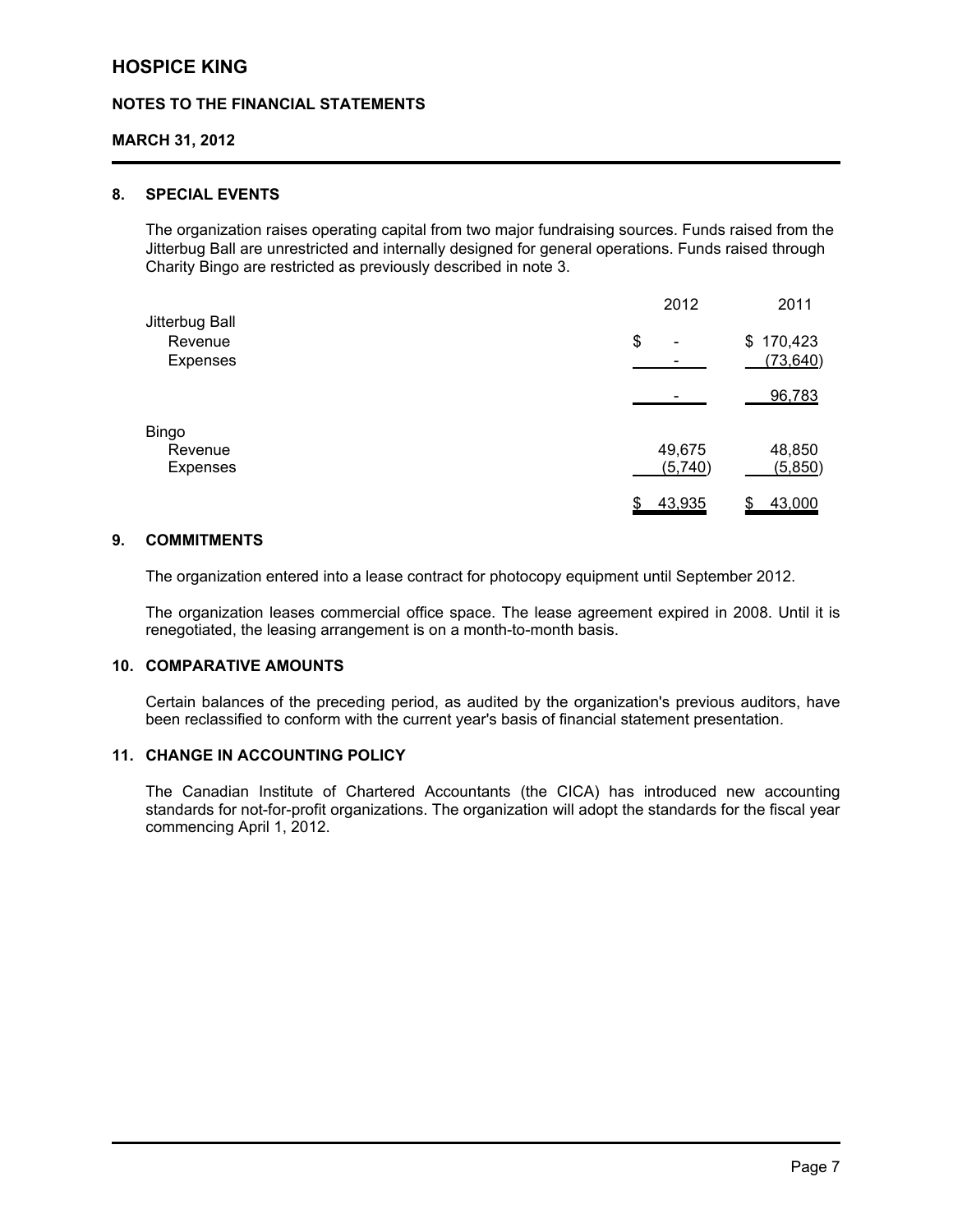# HOSPICE KING

**NOTES TO THE FINANCIAL STATEMENTS**

**MARCH 31, 2012**

## 8. SPECIAL EVENTS

The organization raises operating capital from two major fundraising sources. Funds raised from the Jitterbug Ball are unrestricted and internally designed for general operations. Funds raised through Charity Bingo are restricted as previously described in note 3.

| | 2012 | 2011 |
|---|---|---|
| Jitterbug Ball | | |
| Revenue | $ - | $ 170,423 |
| Expenses | - | (73,640) |
| | - | 96,783 |
| Bingo | | |
| Revenue | 49,675 | 48,850 |
| Expenses | (5,740) | (5,850) |
| | $ 43,935 | $ 43,000 |

## 9. COMMITMENTS

The organization entered into a lease contract for photocopy equipment until September 2012.

The organization leases commercial office space. The lease agreement expired in 2008. Until it is renegotiated, the leasing arrangement is on a month-to-month basis.

## 10. COMPARATIVE AMOUNTS

Certain balances of the preceding period, as audited by the organization's previous auditors, have been reclassified to conform with the current year's basis of financial statement presentation.

## 11. CHANGE IN ACCOUNTING POLICY

The Canadian Institute of Chartered Accountants (the CICA) has introduced new accounting standards for not-for-profit organizations. The organization will adopt the standards for the fiscal year commencing April 1, 2012.